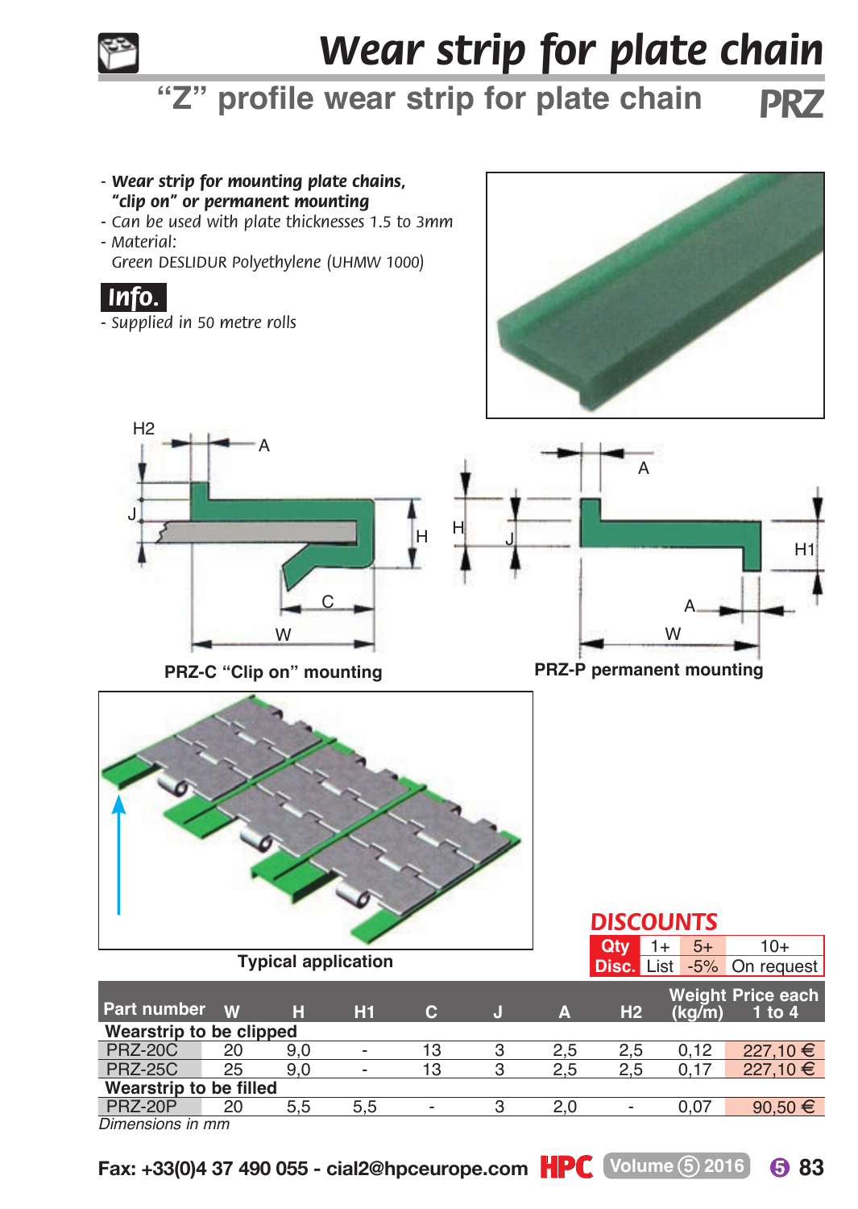# Wear strip for plate chain

## "Z" profile wear strip for plate chain PRZ

- *Wear strip for mounting plate chains, "clip on" or permanent mounting*
- *Can be used with plate thicknesses 1.5 to 3mm*
- *Material: Green DESLIDUR Polyethylene (UHMW 1000)*

**Info.**

- *Supplied in 50 metre rolls*

PRZ-C "Clip on" mounting

PRZ-P permanent mounting

Typical application

### DISCOUNTS

| Qty | 1+ | 5+ | 10+ |
|---|---|---|---|
| Disc. | List | -5% | On request |

| Part number | W | H | H1 | C | J | A | H2 | Weight (kg/m) | Price each 1 to 4 |
|---|---|---|---|---|---|---|---|---|---|
| **Wearstrip to be clipped** | | | | | | | | | |
| PRZ-20C | 20 | 9,0 | - | 13 | 3 | 2,5 | 2,5 | 0,12 | 227,10 € |
| PRZ-25C | 25 | 9,0 | - | 13 | 3 | 2,5 | 2,5 | 0,17 | 227,10 € |
| **Wearstrip to be filled** | | | | | | | | | |
| PRZ-20P | 20 | 5,5 | 5,5 | - | 3 | 2,0 | - | 0,07 | 90,50 € |

*Dimensions in mm*

Fax: +33(0)4 37 490 055 - cial2@hpceurope.com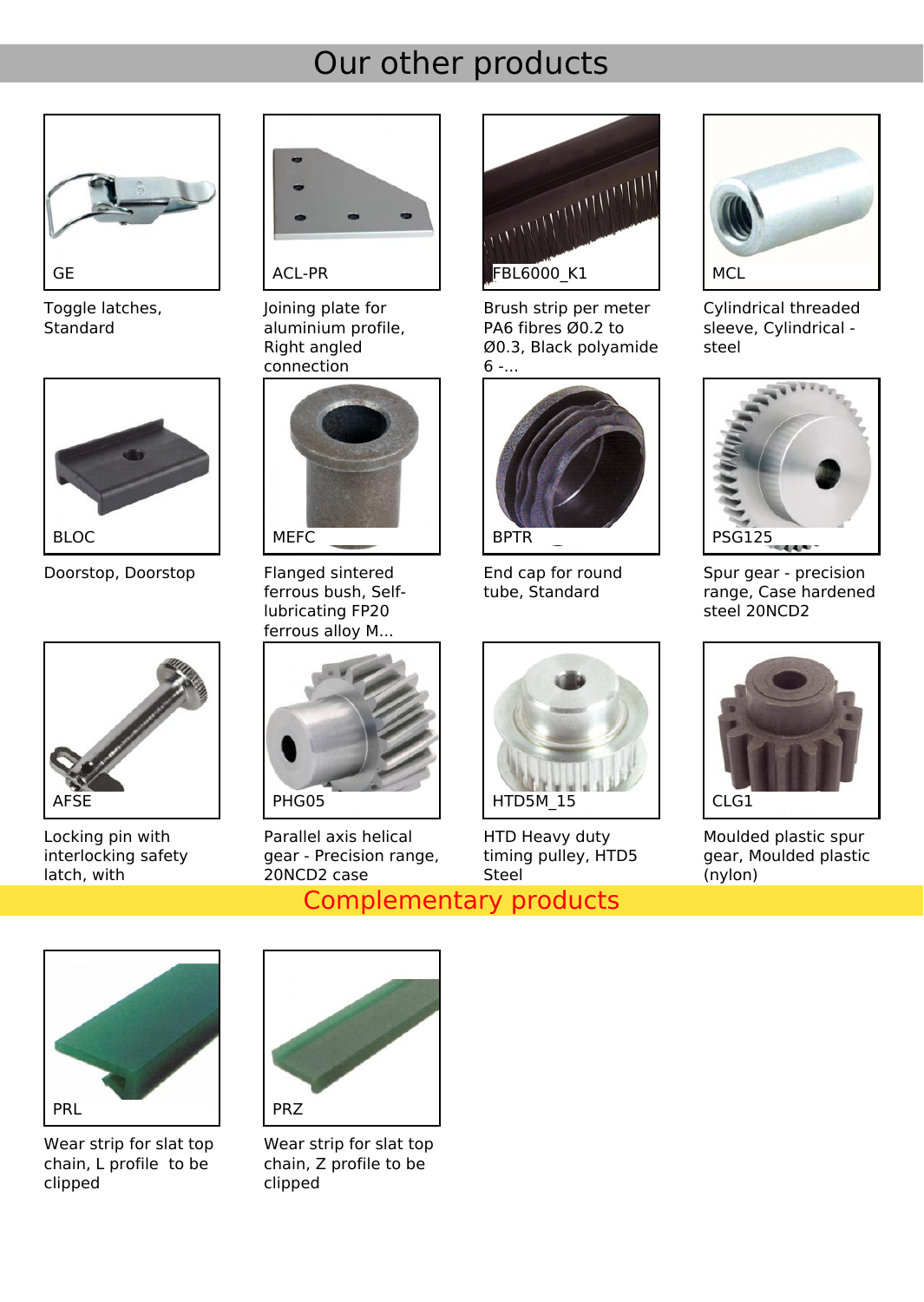# Our other products

GE

Toggle latches, Standard

ACL-PR

Joining plate for aluminium profile, Right angled connection

FBL6000_K1

Brush strip per meter PA6 fibres Ø0.2 to Ø0.3, Black polyamide 6 -...

MCL

Cylindrical threaded sleeve, Cylindrical - steel

BLOC

Doorstop, Doorstop

MEFC

Flanged sintered ferrous bush, Self-lubricating FP20 ferrous alloy M...

BPTR

End cap for round tube, Standard

PSG125

Spur gear - precision range, Case hardened steel 20NCD2

AFSE

Locking pin with interlocking safety latch, with

PHG05

Parallel axis helical gear - Precision range, 20NCD2 case

HTD5M_15

HTD Heavy duty timing pulley, HTD5 Steel

CLG1

Moulded plastic spur gear, Moulded plastic (nylon)

# Complementary products

PRL

Wear strip for slat top chain, L profile to be clipped

PRZ

Wear strip for slat top chain, Z profile to be clipped